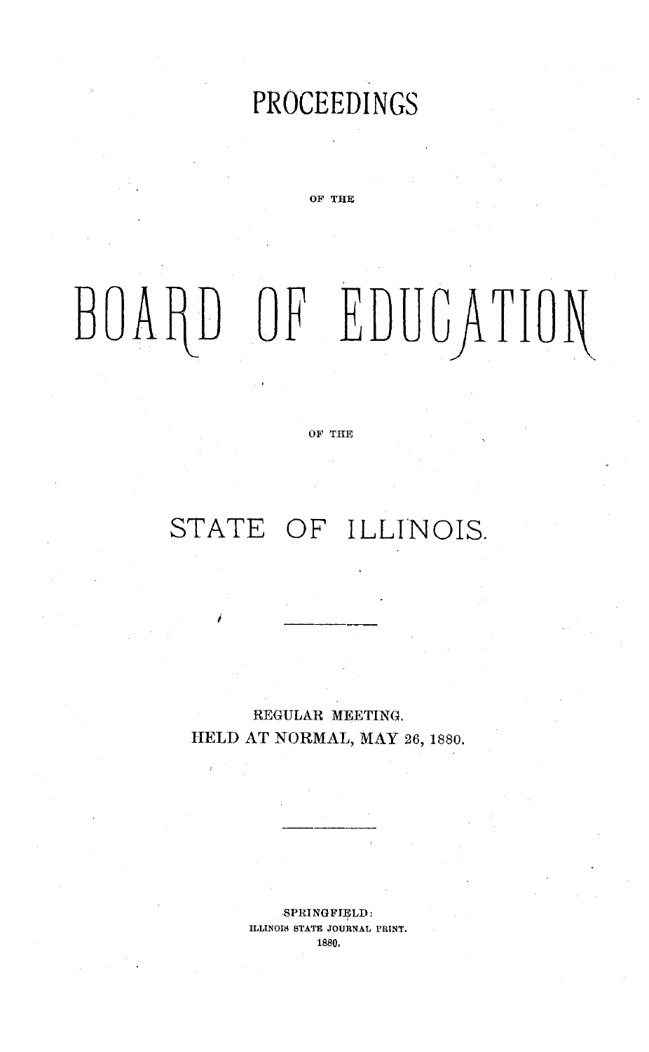# PROCEEDINGS

OF THE

# BOARD OF EDUCATION

OF THE

## STATE OF ILLINOIS.

---

REGULAR MEETING,
HELD AT NORMAL, MAY 26, 1880.

---

SPRINGFIELD:
ILLINOIS STATE JOURNAL PRINT.
1880.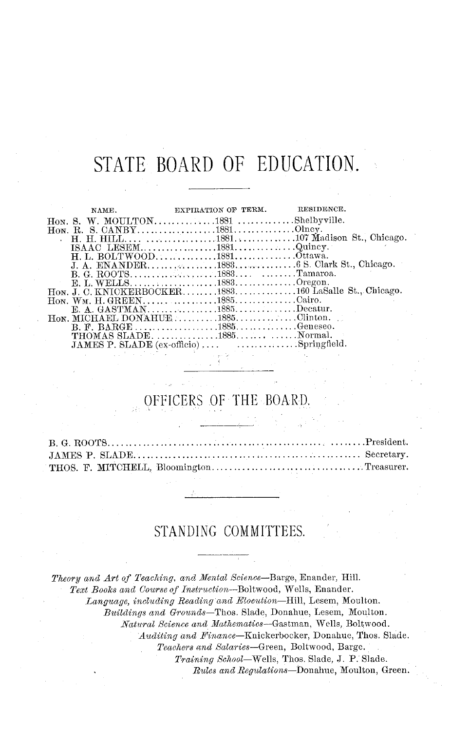# STATE BOARD OF EDUCATION.

| NAME. | EXPIRATION OF TERM. | RESIDENCE. |
| --- | --- | --- |
| HON. S. W. MOULTON | 1881 | Shelbyville. |
| HON. R. S. CANBY | 1881 | Olney. |
| H. H. HILL | 1881 | 107 Madison St., Chicago. |
| ISAAC LESEM | 1881 | Quincy. |
| H. L. BOLTWOOD | 1881 | Ottawa. |
| J. A. ENANDER | 1883 | 6 S. Clark St., Chicago. |
| B. G. ROOTS | 1883 | Tamaroa. |
| E. L. WELLS | 1883 | Oregon. |
| HON. J. C. KNICKERBOCKER | 1883 | 160 LaSalle St., Chicago. |
| HON. WM. H. GREEN | 1885 | Cairo. |
| E. A. GASTMAN | 1885 | Decatur. |
| HON. MICHAEL DONAHUE | 1885 | Clinton. |
| B. F. BARGE | 1885 | Geneseo. |
| THOMAS SLADE | 1885 | Normal. |
| JAMES P. SLADE (ex-officio) | | Springfield. |

## OFFICERS OF THE BOARD.

B. G. ROOTS........ President.

JAMES P. SLADE........ Secretary.

THOS. F. MITCHELL, Bloomington........ Treasurer.

## STANDING COMMITTEES.

*Theory and Art of Teaching, and Mental Science*—Barge, Enander, Hill.

*Text Books and Course of Instruction*—Boltwood, Wells, Enander.

*Language, including Reading and Elocution*—Hill, Lesem, Moulton.

*Buildings and Grounds*—Thos. Slade, Donahue, Lesem, Moulton.

*Natural Science and Mathematics*—Gastman, Wells, Boltwood.

*Auditing and Finance*—Knickerbocker, Donahue, Thos. Slade.

*Teachers and Salaries*—Green, Boltwood, Barge.

*Training School*—Wells, Thos. Slade, J. P. Slade.

*Rules and Regulations*—Donahue, Moulton, Green.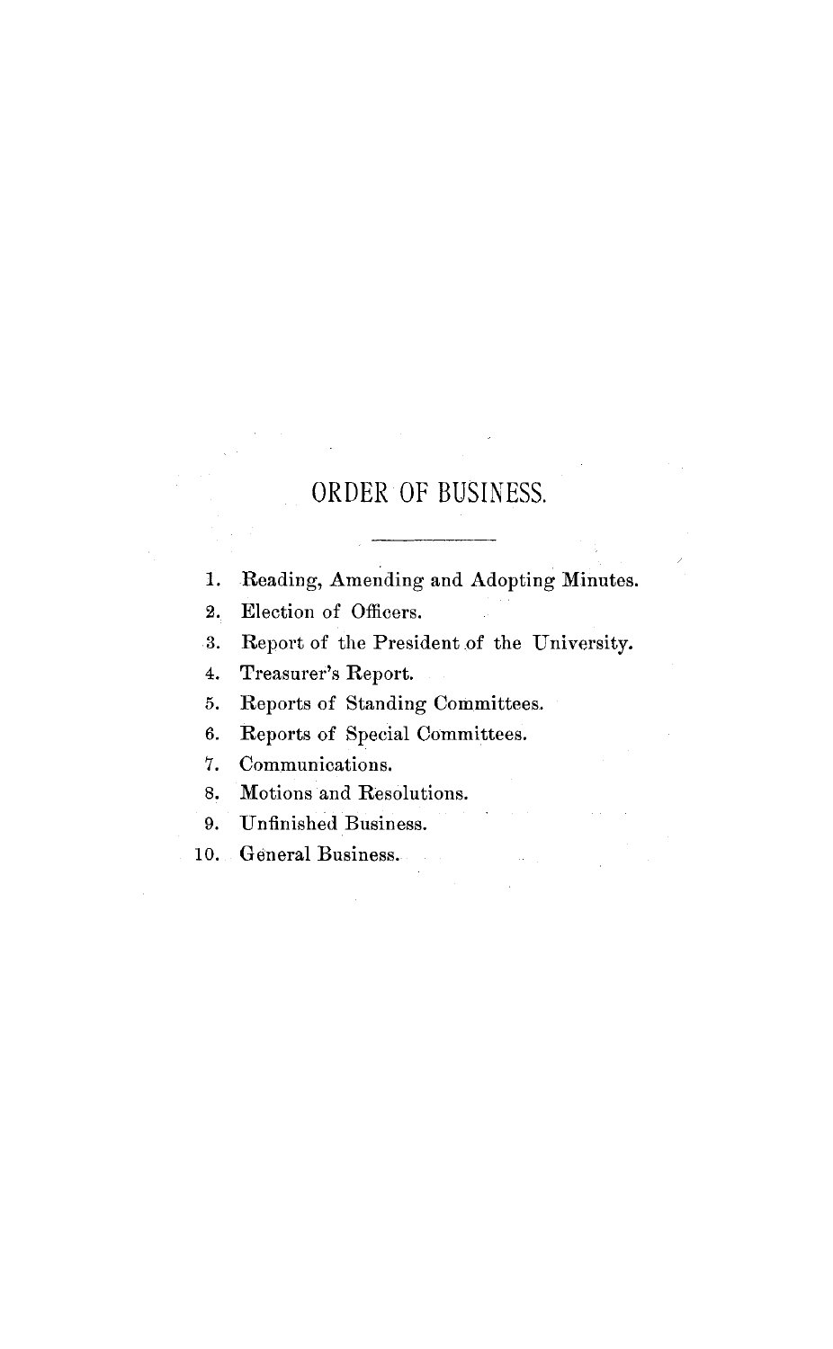# ORDER OF BUSINESS.

1. Reading, Amending and Adopting Minutes.
2. Election of Officers.
3. Report of the President of the University.
4. Treasurer's Report.
5. Reports of Standing Committees.
6. Reports of Special Committees.
7. Communications.
8. Motions and Resolutions.
9. Unfinished Business.
10. General Business.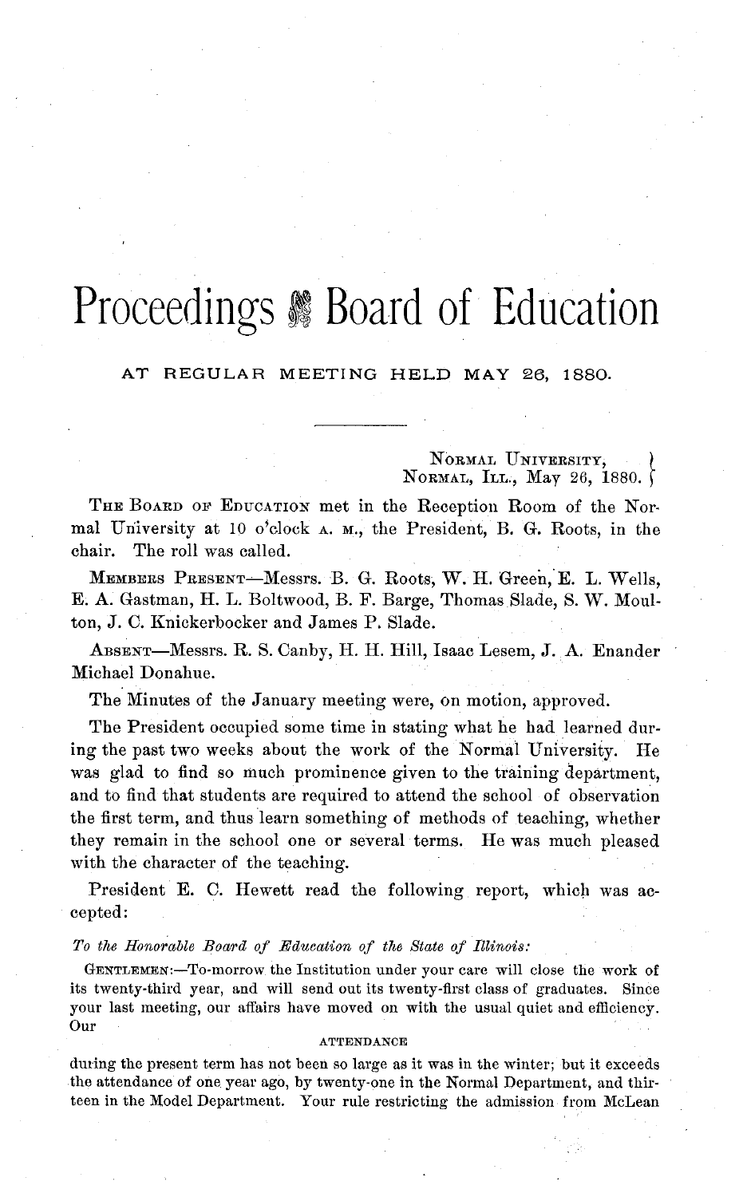# Proceedings of Board of Education

## AT REGULAR MEETING HELD MAY 26, 1880.

NORMAL UNIVERSITY,
NORMAL, ILL., May 26, 1880.

THE BOARD OF EDUCATION met in the Reception Room of the Normal University at 10 o'clock A. M., the President, B. G. Roots, in the chair. The roll was called.

MEMBERS PRESENT—Messrs. B. G. Roots, W. H. Green, E. L. Wells, E. A. Gastman, H. L. Boltwood, B. F. Barge, Thomas Slade, S. W. Moulton, J. C. Knickerbocker and James P. Slade.

ABSENT—Messrs. R. S. Canby, H. H. Hill, Isaac Lesem, J. A. Enander Michael Donahue.

The Minutes of the January meeting were, on motion, approved.

The President occupied some time in stating what he had learned during the past two weeks about the work of the Normal University. He was glad to find so much prominence given to the training department, and to find that students are required to attend the school of observation the first term, and thus learn something of methods of teaching, whether they remain in the school one or several terms. He was much pleased with the character of the teaching.

President E. C. Hewett read the following report, which was accepted:

*To the Honorable Board of Education of the State of Illinois:*

GENTLEMEN:—To-morrow the Institution under your care will close the work of its twenty-third year, and will send out its twenty-first class of graduates. Since your last meeting, our affairs have moved on with the usual quiet and efficiency. Our

ATTENDANCE

during the present term has not been so large as it was in the winter; but it exceeds the attendance of one year ago, by twenty-one in the Normal Department, and thirteen in the Model Department. Your rule restricting the admission from McLean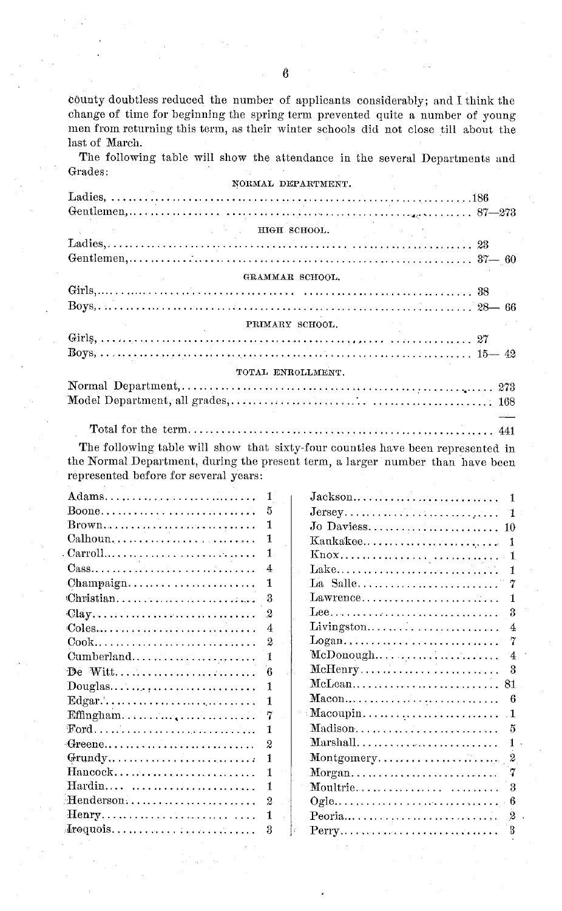county doubtless reduced the number of applicants considerably; and I think the change of time for beginning the spring term prevented quite a number of young men from returning this term, as their winter schools did not close till about the last of March.

The following table will show the attendance in the several Departments and Grades:

| | | |
|---|---|---|
| **NORMAL DEPARTMENT.** | | |
| Ladies, | 186 | |
| Gentlemen, | 87 | 273 |
| **HIGH SCHOOL.** | | |
| Ladies, | 23 | |
| Gentlemen, | 37 | 60 |
| **GRAMMAR SCHOOL.** | | |
| Girls, | 38 | |
| Boys, | 28 | 66 |
| **PRIMARY SCHOOL.** | | |
| Girls, | 27 | |
| Boys, | 15 | 42 |
| **TOTAL ENROLLMENT.** | | |
| Normal Department, | | 273 |
| Model Department, all grades, | | 168 |
| Total for the term | | 441 |

The following table will show that sixty-four counties have been represented in the Normal Department, during the present term, a larger number than have been represented before for several years:

| | | | |
|---|---|---|---|
| Adams | 1 | Jackson | 1 |
| Boone | 5 | Jersey | 1 |
| Brown | 1 | Jo Daviess | 10 |
| Calhoun | 1 | Kankakee | 1 |
| Carroll | 1 | Knox | 1 |
| Cass | 4 | Lake | 1 |
| Champaign | 1 | La Salle | 7 |
| Christian | 3 | Lawrence | 1 |
| Clay | 2 | Lee | 3 |
| Coles | 4 | Livingston | 4 |
| Cook | 2 | Logan | 7 |
| Cumberland | 1 | McDonough | 4 |
| De Witt | 6 | McHenry | 3 |
| Douglas | 1 | McLean | 81 |
| Edgar | 1 | Macon | 6 |
| Effingham | 7 | Macoupin | 1 |
| Ford | 1 | Madison | 5 |
| Greene | 2 | Marshall | 1 |
| Grundy | 1 | Montgomery | 2 |
| Hancock | 1 | Morgan | 7 |
| Hardin | 1 | Moultrie | 3 |
| Henderson | 2 | Ogle | 6 |
| Henry | 1 | Peoria | 2 |
| Iroquois | 3 | Perry | 3 |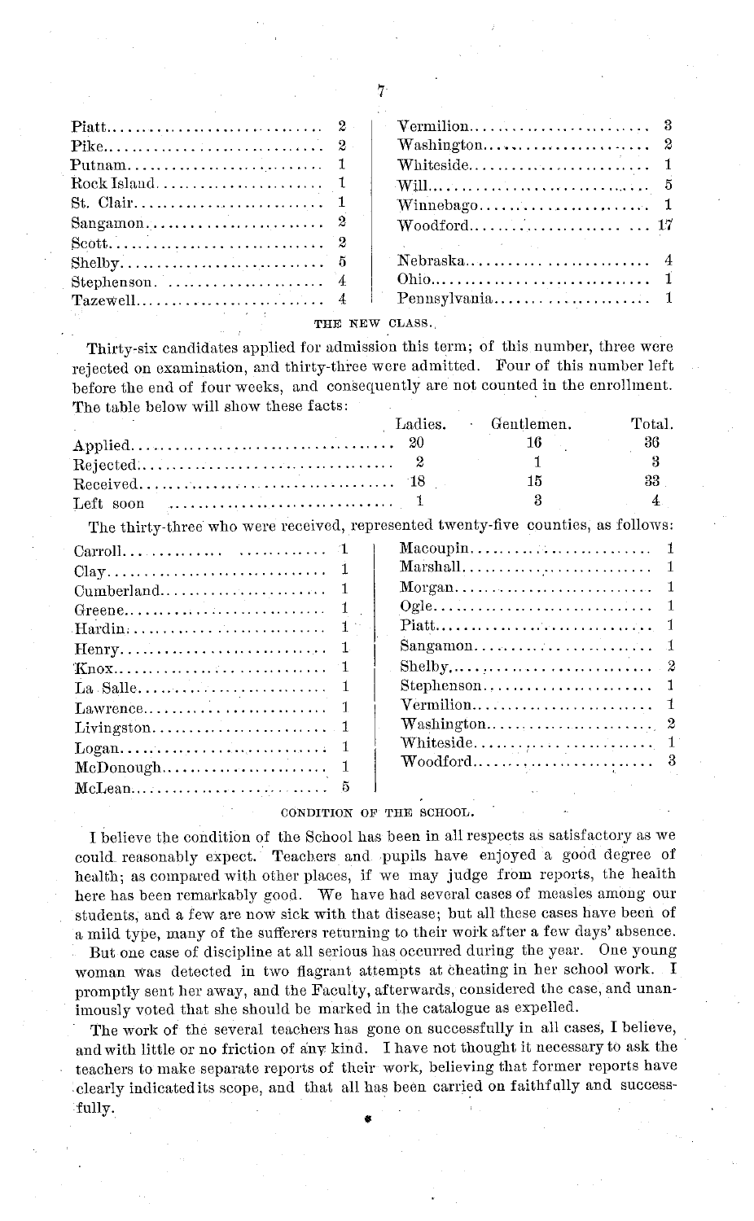| | | | |
|---|---|---|---|
| Piatt | 2 | Vermilion | 3 |
| Pike | 2 | Washington | 2 |
| Putnam | 1 | Whiteside | 1 |
| Rock Island | 1 | Will | 5 |
| St. Clair | 1 | Winnebago | 1 |
| Sangamon | 2 | Woodford | 17 |
| Scott | 2 | | |
| Shelby | 5 | Nebraska | 4 |
| Stephenson | 4 | Ohio | 1 |
| Tazewell | 4 | Pennsylvania | 1 |

## THE NEW CLASS.

Thirty-six candidates applied for admission this term; of this number, three were rejected on examination, and thirty-three were admitted. Four of this number left before the end of four weeks, and consequently are not counted in the enrollment. The table below will show these facts:

| | Ladies. | Gentlemen. | Total. |
|---|---|---|---|
| Applied | 20 | 16 | 36 |
| Rejected | 2 | 1 | 3 |
| Received | 18 | 15 | 33 |
| Left soon | 1 | 3 | 4 |

The thirty-three who were received, represented twenty-five counties, as follows:

| | | | |
|---|---|---|---|
| Carroll | 1 | Macoupin | 1 |
| Clay | 1 | Marshall | 1 |
| Cumberland | 1 | Morgan | 1 |
| Greene | 1 | Ogle | 1 |
| Hardin | 1 | Piatt | 1 |
| Henry | 1 | Sangamon | 1 |
| Knox | 1 | Shelby | 2 |
| La Salle | 1 | Stephenson | 1 |
| Lawrence | 1 | Vermilion | 1 |
| Livingston | 1 | Washington | 2 |
| Logan | 1 | Whiteside | 1 |
| McDonough | 1 | Woodford | 3 |
| McLean | 5 | | |

## CONDITION OF THE SCHOOL.

I believe the condition of the School has been in all respects as satisfactory as we could reasonably expect. Teachers and pupils have enjoyed a good degree of health; as compared with other places, if we may judge from reports, the health here has been remarkably good. We have had several cases of measles among our students, and a few are now sick with that disease; but all these cases have been of a mild type, many of the sufferers returning to their work after a few days' absence.

But one case of discipline at all serious has occurred during the year. One young woman was detected in two flagrant attempts at cheating in her school work. I promptly sent her away, and the Faculty, afterwards, considered the case, and unanimously voted that she should be marked in the catalogue as expelled.

The work of the several teachers has gone on successfully in all cases, I believe, and with little or no friction of any kind. I have not thought it necessary to ask the teachers to make separate reports of their work, believing that former reports have clearly indicated its scope, and that all has been carried on faithfully and successfully.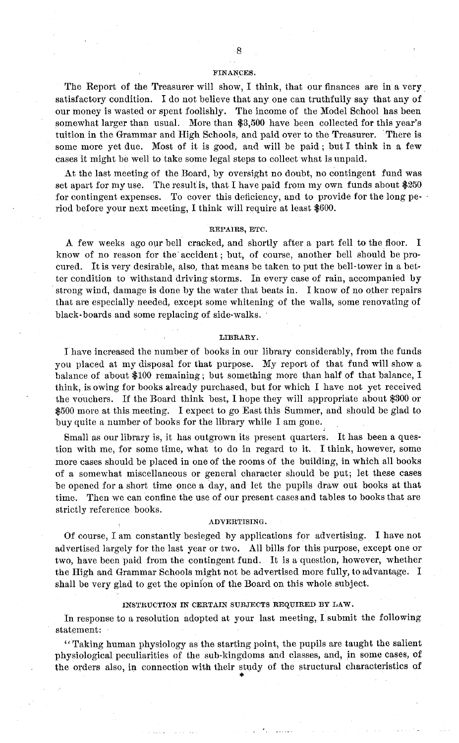## FINANCES.

The Report of the Treasurer will show, I think, that our finances are in a very satisfactory condition. I do not believe that any one can truthfully say that any of our money is wasted or spent foolishly. The income of the Model School has been somewhat larger than usual. More than $3,500 have been collected for this year's tuition in the Grammar and High Schools, and paid over to the Treasurer. There is some more yet due. Most of it is good, and will be paid; but I think in a few cases it might be well to take some legal steps to collect what is unpaid.

At the last meeting of the Board, by oversight no doubt, no contingent fund was set apart for my use. The result is, that I have paid from my own funds about $250 for contingent expenses. To cover this deficiency, and to provide for the long period before your next meeting, I think will require at least $600.

## REPAIRS, ETC.

A few weeks ago our bell cracked, and shortly after a part fell to the floor. I know of no reason for the accident; but, of course, another bell should be procured. It is very desirable, also, that means be taken to put the bell-tower in a better condition to withstand driving storms. In every case of rain, accompanied by strong wind, damage is done by the water that beats in. I know of no other repairs that are especially needed, except some whitening of the walls, some renovating of black-boards and some replacing of side-walks.

## LIBRARY.

I have increased the number of books in our library considerably, from the funds you placed at my disposal for that purpose. My report of that fund will show a balance of about $100 remaining; but something more than half of that balance, I think, is owing for books already purchased, but for which I have not yet received the vouchers. If the Board think best, I hope they will appropriate about $300 or $500 more at this meeting. I expect to go East this Summer, and should be glad to buy quite a number of books for the library while I am gone.

Small as our library is, it has outgrown its present quarters. It has been a question with me, for some time, what to do in regard to it. I think, however, some more cases should be placed in one of the rooms of the building, in which all books of a somewhat miscellaneous or general character should be put; let these cases be opened for a short time once a day, and let the pupils draw out books at that time. Then we can confine the use of our present cases and tables to books that are strictly reference books.

## ADVERTISING.

Of course, I am constantly besieged by applications for advertising. I have not advertised largely for the last year or two. All bills for this purpose, except one or two, have been paid from the contingent fund. It is a question, however, whether the High and Grammar Schools might not be advertised more fully, to advantage. I shall be very glad to get the opinion of the Board on this whole subject.

## INSTRUCTION IN CERTAIN SUBJECTS REQUIRED BY LAW.

In response to a resolution adopted at your last meeting, I submit the following statement:

"Taking human physiology as the starting point, the pupils are taught the salient physiological peculiarities of the sub-kingdoms and classes, and, in some cases, of the orders also, in connection with their study of the structural characteristics of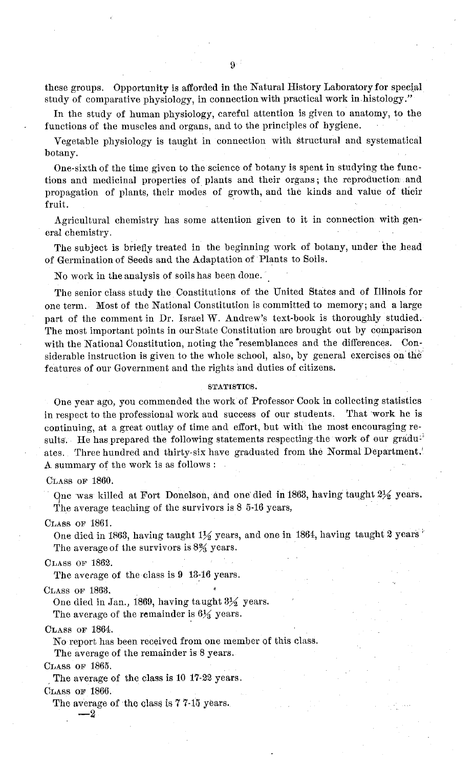these groups. Opportunity is afforded in the Natural History Laboratory for special study of comparative physiology, in connection with practical work in histology."

In the study of human physiology, careful attention is given to anatomy, to the functions of the muscles and organs, and to the principles of hygiene.

Vegetable physiology is taught in connection with structural and systematical botany.

One-sixth of the time given to the science of botany is spent in studying the functions and medicinal properties of plants and their organs; the reproduction and propagation of plants, their modes of growth, and the kinds and value of their fruit.

Agricultural chemistry has some attention given to it in connection with general chemistry.

The subject is briefly treated in the beginning work of botany, under the head of Germination of Seeds and the Adaptation of Plants to Soils.

No work in the analysis of soils has been done.

The senior class study the Constitutions of the United States and of Illinois for one term. Most of the National Constitution is committed to memory; and a large part of the comment in Dr. Israel W. Andrew's text-book is thoroughly studied. The most important points in our State Constitution are brought out by comparison with the National Constitution, noting the resemblances and the differences. Considerable instruction is given to the whole school, also, by general exercises on the features of our Government and the rights and duties of citizens.

### STATISTICS.

One year ago, you commended the work of Professor Cook in collecting statistics in respect to the professional work and success of our students. That work he is continuing, at a great outlay of time and effort, but with the most encouraging results. He has prepared the following statements respecting the work of our graduates. Three hundred and thirty-six have graduated from the Normal Department. A summary of the work is as follows:

CLASS OF 1860.

One was killed at Fort Donelson, and one died in 1863, having taught 2½ years. The average teaching of the survivors is 8 5-16 years,

CLASS OF 1861.

One died in 1863, having taught 1½ years, and one in 1864, having taught 2 years The average of the survivors is 8⅔ years.

CLASS OF 1862.

The average of the class is 9 13-16 years.

CLASS OF 1863.

One died in Jan., 1869, having taught 3½ years.
The average of the remainder is 6⅓ years.

CLASS OF 1864.

No report has been received from one member of this class.
The average of the remainder is 8 years.

CLASS OF 1865.

The average of the class is 10 17-22 years.

CLASS OF 1866.

The average of the class is 7 7-15 years.

—2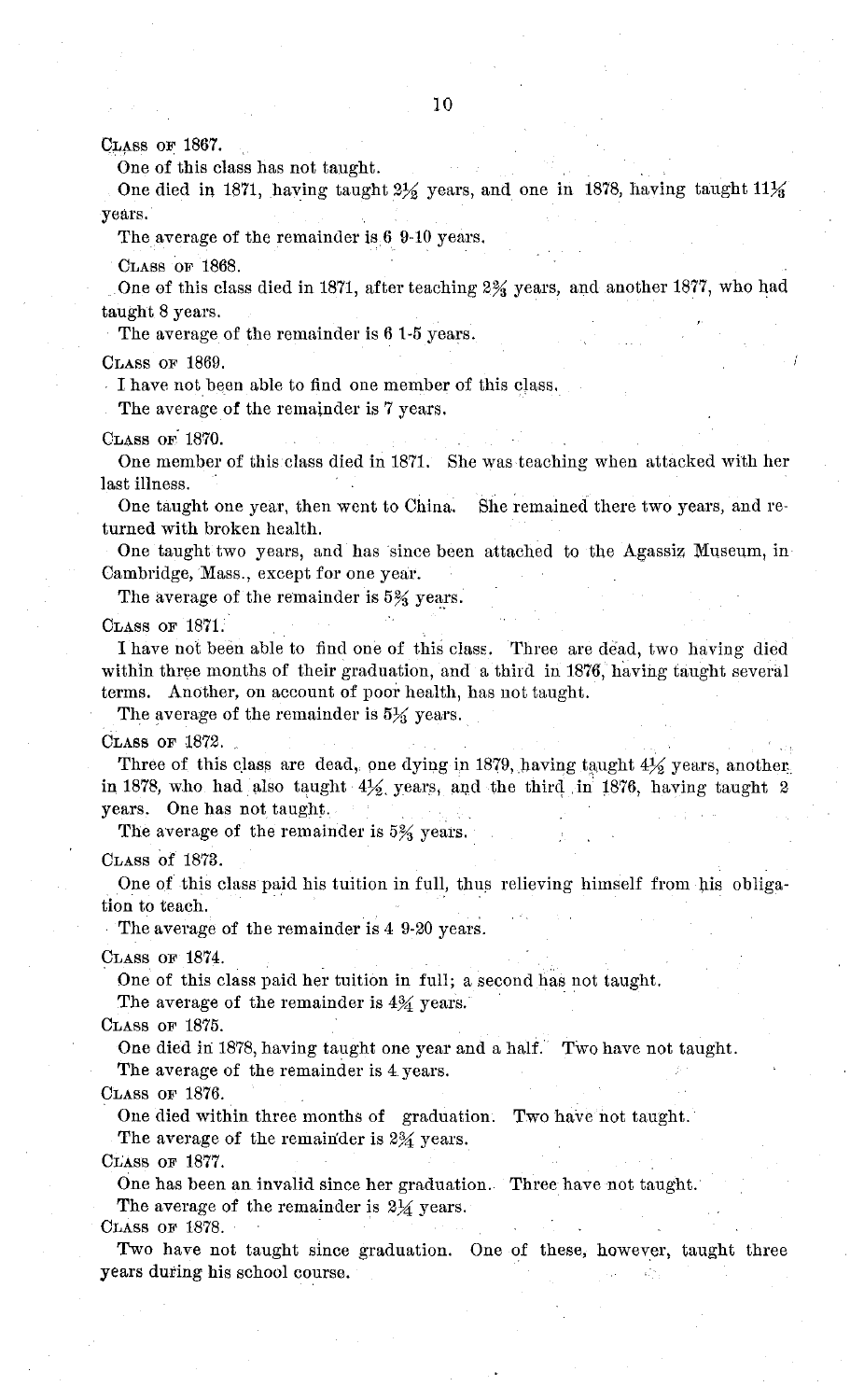CLASS OF 1867.

One of this class has not taught.

One died in 1871, having taught 2½ years, and one in 1878, having taught 11⅓ years.

The average of the remainder is 6 9-10 years.

CLASS OF 1868.

One of this class died in 1871, after teaching 2⅔ years, and another 1877, who had taught 8 years.

The average of the remainder is 6 1-5 years.

CLASS OF 1869.

I have not been able to find one member of this class.

The average of the remainder is 7 years.

CLASS OF 1870.

One member of this class died in 1871. She was teaching when attacked with her last illness.

One taught one year, then went to China. She remained there two years, and returned with broken health.

One taught two years, and has since been attached to the Agassiz Museum, in Cambridge, Mass., except for one year.

The average of the remainder is 5⅔ years.

CLASS OF 1871.

I have not been able to find one of this class. Three are dead, two having died within three months of their graduation, and a third in 1876, having taught several terms. Another, on account of poor health, has not taught.

The average of the remainder is 5⅓ years.

CLASS OF 1872.

Three of this class are dead, one dying in 1879, having taught 4½ years, another in 1878, who had also taught 4½ years, and the third in 1876, having taught 2 years. One has not taught.

The average of the remainder is 5⅔ years.

CLASS of 1873.

One of this class paid his tuition in full, thus relieving himself from his obligation to teach.

The average of the remainder is 4 9-20 years.

CLASS OF 1874.

One of this class paid her tuition in full; a second has not taught.

The average of the remainder is 4¾ years.

CLASS OF 1875.

One died in 1878, having taught one year and a half. Two have not taught.

The average of the remainder is 4 years.

CLASS OF 1876.

One died within three months of graduation. Two have not taught.

The average of the remainder is 2¾ years.

CLASS OF 1877.

One has been an invalid since her graduation. Three have not taught.

The average of the remainder is 2¼ years.

CLASS OF 1878.

Two have not taught since graduation. One of these, however, taught three years during his school course.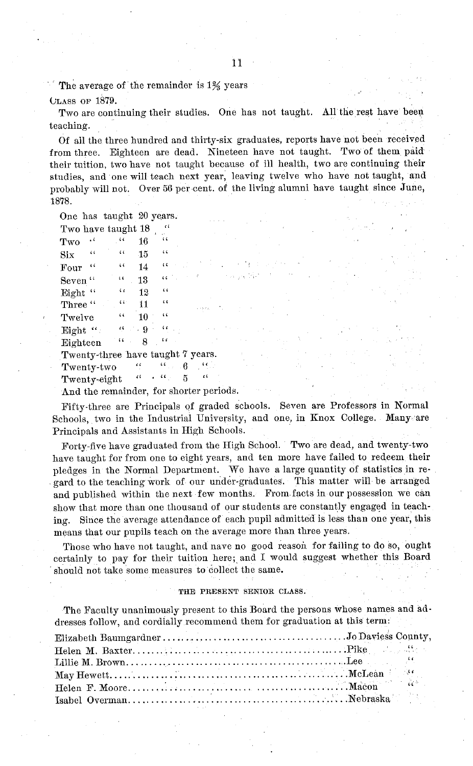The average of the remainder is $1\frac{2}{3}$ years

CLASS OF 1879.

Two are continuing their studies. One has not taught. All the rest have been teaching.

Of all the three hundred and thirty-six graduates, reports have not been received from three. Eighteen are dead. Nineteen have not taught. Two of them paid their tuition, two have not taught because of ill health, two are continuing their studies, and one will teach next year, leaving twelve who have not taught, and probably will not. Over 56 per cent. of the living alumni have taught since June, 1878.

One has taught 20 years.
Two have taught 18 "
Two " " 16 "
Six " " 15 "
Four " " 14 "
Seven " " 13 "
Eight " " 12 "
Three " " 11 "
Twelve " 10 "
Eight " " 9 "
Eighteen " 8 "
Twenty-three have taught 7 years.
Twenty-two " " 6 "
Twenty-eight " " 5 "
And the remainder, for shorter periods.

Fifty-three are Principals of graded schools. Seven are Professors in Normal Schools, two in the Industrial University, and one, in Knox College. Many are Principals and Assistants in High Schools.

Forty-five have graduated from the High School. Two are dead, and twenty-two have taught for from one to eight years, and ten more have failed to redeem their pledges in the Normal Department. We have a large quantity of statistics in regard to the teaching work of our under-graduates. This matter will be arranged and published within the next few months. From facts in our possession we can show that more than one thousand of our students are constantly engaged in teaching. Since the average attendance of each pupil admitted is less than one year, this means that our pupils teach on the average more than three years.

Those who have not taught, and have no good reason for failing to do so, ought certainly to pay for their tuition here; and I would suggest whether this Board should not take some measures to collect the same.

### THE PRESENT SENIOR CLASS.

The Faculty unanimously present to this Board the persons whose names and addresses follow, and cordially recommend them for graduation at this term:

Elizabeth Baumgardner .......... Jo Daviess County,
Helen M. Baxter .......... Pike "
Lillie M. Brown .......... Lee "
May Hewett .......... McLean "
Helen F. Moore .......... Macon "
Isabel Overman .......... Nebraska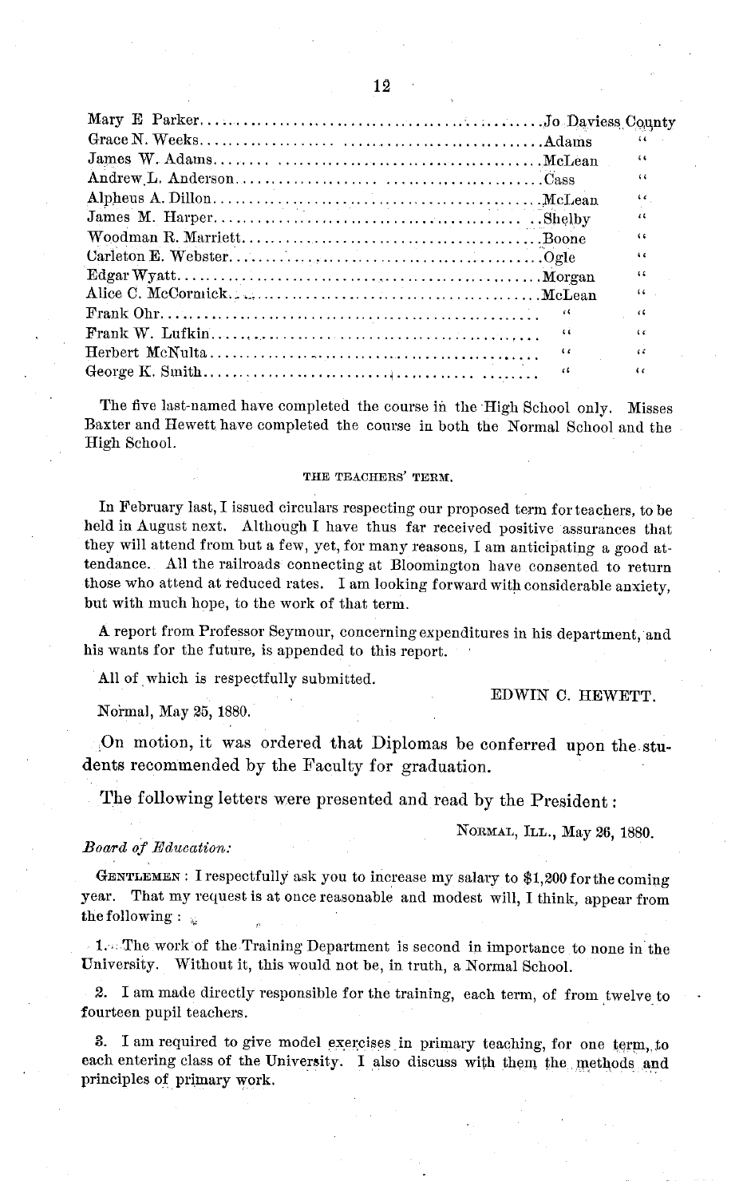| | | |
|---|---|---|
| Mary E Parker | Jo Daviess County | |
| Grace N. Weeks | Adams | " |
| James W. Adams | McLean | " |
| Andrew L. Anderson | Cass | " |
| Alpheus A. Dillon | McLean | " |
| James M. Harper | Shelby | " |
| Woodman R. Marriett | Boone | " |
| Carleton E. Webster | Ogle | " |
| Edgar Wyatt | Morgan | " |
| Alice C. McCormick | McLean | " |
| Frank Ohr | " | " |
| Frank W. Lufkin | " | " |
| Herbert McNulta | " | " |
| George K. Smith | " | " |

The five last-named have completed the course in the High School only. Misses Baxter and Hewett have completed the course in both the Normal School and the High School.

###### THE TEACHERS' TERM.

In February last, I issued circulars respecting our proposed term for teachers, to be held in August next. Although I have thus far received positive assurances that they will attend from but a few, yet, for many reasons, I am anticipating a good attendance. All the railroads connecting at Bloomington have consented to return those who attend at reduced rates. I am looking forward with considerable anxiety, but with much hope, to the work of that term.

A report from Professor Seymour, concerning expenditures in his department, and his wants for the future, is appended to this report.

All of which is respectfully submitted.

EDWIN C. HEWETT.

Normal, May 25, 1880.

On motion, it was ordered that Diplomas be conferred upon the students recommended by the Faculty for graduation.

The following letters were presented and read by the President:

NORMAL, ILL., May 26, 1880.

*Board of Education:*

GENTLEMEN: I respectfully ask you to increase my salary to $1,200 for the coming year. That my request is at once reasonable and modest will, I think, appear from the following:

1. The work of the Training Department is second in importance to none in the University. Without it, this would not be, in truth, a Normal School.

2. I am made directly responsible for the training, each term, of from twelve to fourteen pupil teachers.

3. I am required to give model exercises in primary teaching, for one term, to each entering class of the University. I also discuss with them the methods and principles of primary work.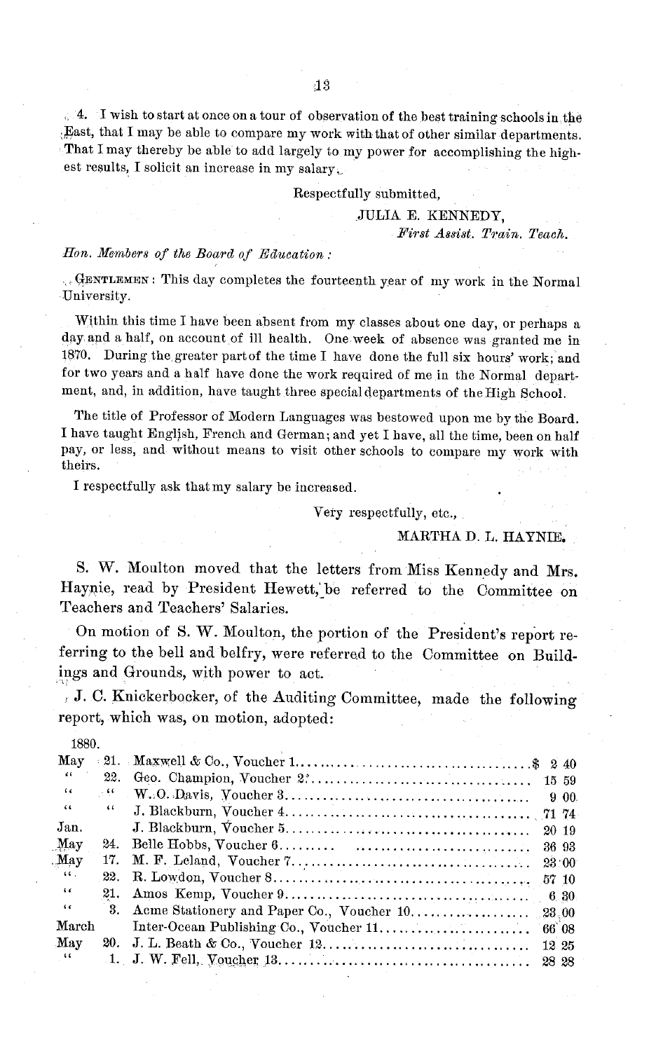4. I wish to start at once on a tour of observation of the best training schools in the East, that I may be able to compare my work with that of other similar departments. That I may thereby be able to add largely to my power for accomplishing the highest results, I solicit an increase in my salary.

Respectfully submitted,

JULIA E. KENNEDY,
*First Assist. Train. Teach.*

*Hon. Members of the Board of Education:*

GENTLEMEN: This day completes the fourteenth year of my work in the Normal University.

Within this time I have been absent from my classes about one day, or perhaps a day and a half, on account of ill health. One week of absence was granted me in 1870. During the greater part of the time I have done the full six hours' work; and for two years and a half have done the work required of me in the Normal department, and, in addition, have taught three special departments of the High School.

The title of Professor of Modern Languages was bestowed upon me by the Board. I have taught English, French and German; and yet I have, all the time, been on half pay, or less, and without means to visit other schools to compare my work with theirs.

I respectfully ask that my salary be increased.

Very respectfully, etc.,

MARTHA D. L. HAYNIE.

S. W. Moulton moved that the letters from Miss Kennedy and Mrs. Haynie, read by President Hewett, be referred to the Committee on Teachers and Teachers' Salaries.

On motion of S. W. Moulton, the portion of the President's report referring to the bell and belfry, were referred to the Committee on Buildings and Grounds, with power to act.

J. C. Knickerbocker, of the Auditing Committee, made the following report, which was, on motion, adopted:

| | | | |
|---|---|---|---|
| 1880. | | | |
| May | 21. | Maxwell & Co., Voucher 1 | $ 2 40 |
| " | 22. | Geo. Champion, Voucher 2 | 15 59 |
| " | " | W. O. Davis, Voucher 3 | 9 00 |
| " | " | J. Blackburn, Voucher 4 | 71 74 |
| Jan. | | J. Blackburn, Voucher 5 | 20 19 |
| May | 24. | Belle Hobbs, Voucher 6 | 36 93 |
| May | 17. | M. F. Leland, Voucher 7 | 23 00 |
| " | 22. | R. Lowdon, Voucher 8 | 57 10 |
| " | 21. | Amos Kemp, Voucher 9 | 6 30 |
| " | 3. | Acme Stationery and Paper Co., Voucher 10 | 23 00 |
| March | | Inter-Ocean Publishing Co., Voucher 11 | 66 08 |
| May | 20. | J. L. Beath & Co., Voucher 12 | 12 25 |
| " | 1. | J. W. Fell, Voucher 13 | 28 28 |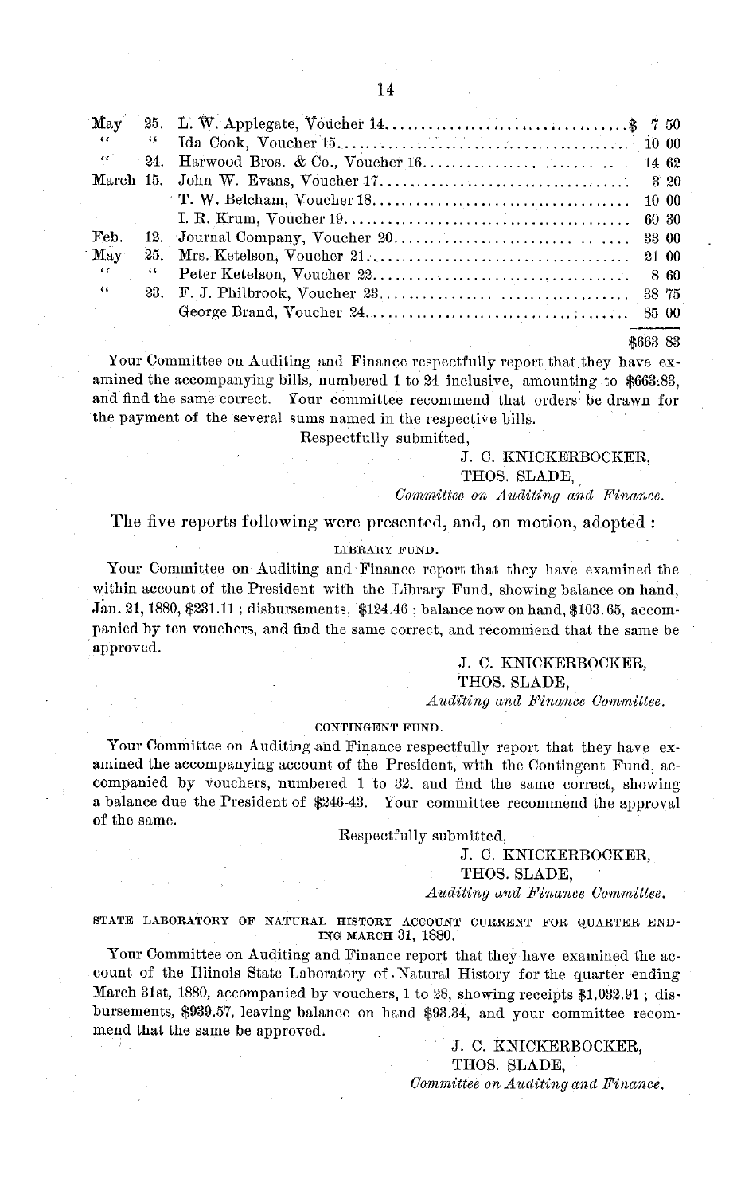| | | | |
|---|---|---|---|
| May | 25. | L. W. Applegate, Voucher 14 | $ 7 50 |
| " | " | Ida Cook, Voucher 15 | 10 00 |
| " | 24. | Harwood Bros. & Co., Voucher 16 | 14 62 |
| March | 15. | John W. Evans, Voucher 17 | 3 20 |
| | | T. W. Belcham, Voucher 18 | 10 00 |
| | | I. R. Krum, Voucher 19 | 60 30 |
| Feb. | 12. | Journal Company, Voucher 20 | 33 00 |
| May | 25. | Mrs. Ketelson, Voucher 21 | 21 00 |
| " | " | Peter Ketelson, Voucher 22 | 8 60 |
| " | 23. | F. J. Philbrook, Voucher 23 | 38 75 |
| | | George Brand, Voucher 24 | 85 00 |
| | | | $663 83 |

Your Committee on Auditing and Finance respectfully report that they have examined the accompanying bills, numbered 1 to 24 inclusive, amounting to $663.83, and find the same correct. Your committee recommend that orders be drawn for the payment of the several sums named in the respective bills.

Respectfully submitted,

J. C. KNICKERBOCKER,
THOS. SLADE,
*Committee on Auditing and Finance.*

The five reports following were presented, and, on motion, adopted:

LIBRARY FUND.

Your Committee on Auditing and Finance report that they have examined the within account of the President with the Library Fund, showing balance on hand, Jan. 21, 1880, $231.11; disbursements, $124.46; balance now on hand, $103.65, accompanied by ten vouchers, and find the same correct, and recommend that the same be approved.

J. C. KNICKERBOCKER,
THOS. SLADE,
*Auditing and Finance Committee.*

CONTINGENT FUND.

Your Committee on Auditing and Finance respectfully report that they have examined the accompanying account of the President, with the Contingent Fund, accompanied by vouchers, numbered 1 to 32, and find the same correct, showing a balance due the President of $246-43. Your committee recommend the approval of the same.

Respectfully submitted,

J. C. KNICKERBOCKER,
THOS. SLADE,
*Auditing and Finance Committee.*

STATE LABORATORY OF NATURAL HISTORY ACCOUNT CURRENT FOR QUARTER ENDING MARCH 31, 1880.

Your Committee on Auditing and Finance report that they have examined the account of the Illinois State Laboratory of Natural History for the quarter ending March 31st, 1880, accompanied by vouchers, 1 to 28, showing receipts $1,032.91; disbursements, $939.57, leaving balance on hand $93.34, and your committee recommend that the same be approved.

J. C. KNICKERBOCKER,
THOS. SLADE,
*Committee on Auditing and Finance.*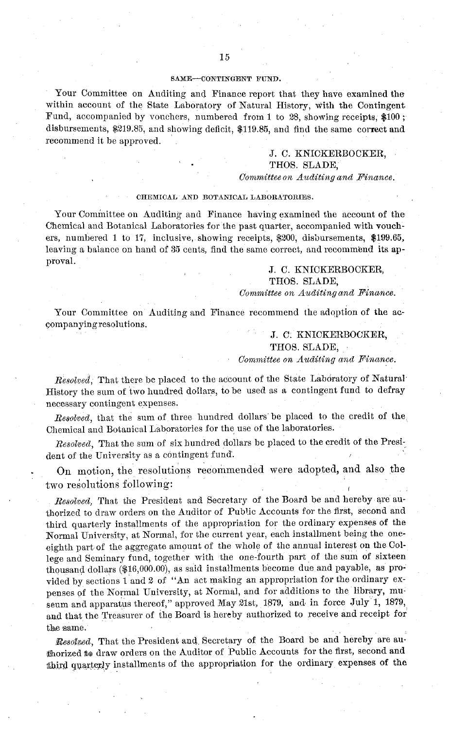### SAME—CONTINGENT FUND.

Your Committee on Auditing and Finance report that they have examined the within account of the State Laboratory of Natural History, with the Contingent Fund, accompanied by vouchers, numbered from 1 to 28, showing receipts, $100; disbursements, $219.85, and showing deficit, $119.85, and find the same correct and recommend it be approved.

J. C. KNICKERBOCKER,
THOS. SLADE,
*Committee on Auditing and Finance.*

### CHEMICAL AND BOTANICAL LABORATORIES.

Your Committee on Auditing and Finance having examined the account of the Chemical and Botanical Laboratories for the past quarter, accompanied with vouchers, numbered 1 to 17, inclusive, showing receipts, $200, disbursements, $199.65, leaving a balance on hand of 35 cents, find the same correct, and recommend its approval.

J. C. KNICKERBOCKER,
THOS. SLADE,
*Committee on Auditing and Finance.*

Your Committee on Auditing and Finance recommend the adoption of the accompanying resolutions.

J. C. KNICKERBOCKER,
THOS. SLADE,
*Committee on Auditing and Finance.*

*Resolved*, That there be placed to the account of the State Laboratory of Natural History the sum of two hundred dollars, to be used as a contingent fund to defray necessary contingent expenses.

*Resolved*, that the sum of three hundred dollars be placed to the credit of the Chemical and Botanical Laboratories for the use of the laboratories.

*Resolved*, That the sum of six hundred dollars be placed to the credit of the President of the University as a contingent fund.

On motion, the resolutions recommended were adopted, and also the two resolutions following:

*Resolved*, That the President and Secretary of the Board be and hereby are authorized to draw orders on the Auditor of Public Accounts for the first, second and third quarterly installments of the appropriation for the ordinary expenses of the Normal University, at Normal, for the current year, each installment being the one-eighth part of the aggregate amount of the whole of the annual interest on the College and Seminary fund, together with the one-fourth part of the sum of sixteen thousand dollars ($16,000.00), as said installments become due and payable, as provided by sections 1 and 2 of "An act making an appropriation for the ordinary expenses of the Normal University, at Normal, and for additions to the library, museum and apparatus thereof," approved May 21st, 1879, and in force July 1, 1879, and that the Treasurer of the Board is hereby authorized to receive and receipt for the same.

*Resolved*, That the President and Secretary of the Board be and hereby are authorized to draw orders on the Auditor of Public Accounts for the first, second and third quarterly installments of the appropriation for the ordinary expenses of the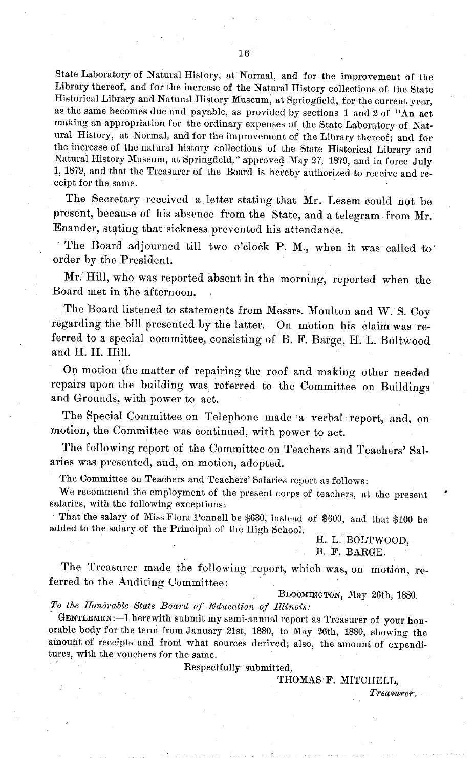State Laboratory of Natural History, at Normal, and for the improvement of the Library thereof, and for the increase of the Natural History collections of the State Historical Library and Natural History Museum, at Springfield, for the current year, as the same becomes due and payable, as provided by sections 1 and 2 of "An act making an appropriation for the ordinary expenses of the State Laboratory of Natural History, at Normal, and for the improvement of the Library thereof; and for the increase of the natural history collections of the State Historical Library and Natural History Museum, at Springfield," approved May 27, 1879, and in force July 1, 1879, and that the Treasurer of the Board is hereby authorized to receive and receipt for the same.

The Secretary received a letter stating that Mr. Lesem could not be present, because of his absence from the State, and a telegram from Mr. Enander, stating that sickness prevented his attendance.

The Board adjourned till two o'clock P. M., when it was called to order by the President.

Mr. Hill, who was reported absent in the morning, reported when the Board met in the afternoon.

The Board listened to statements from Messrs. Moulton and W. S. Coy regarding the bill presented by the latter. On motion his claim was referred to a special committee, consisting of B. F. Barge, H. L. Boltwood and H. H. Hill.

On motion the matter of repairing the roof and making other needed repairs upon the building was referred to the Committee on Buildings and Grounds, with power to act.

The Special Committee on Telephone made a verbal report, and, on motion, the Committee was continued, with power to act.

The following report of the Committee on Teachers and Teachers' Salaries was presented, and, on motion, adopted.

The Committee on Teachers and Teachers' Salaries report as follows:

We recommend the employment of the present corps of teachers, at the present salaries, with the following exceptions:

That the salary of Miss Flora Pennell be $630, instead of $600, and that $100 be added to the salary of the Principal of the High School.

H. L. BOLTWOOD,
B. F. BARGE.

The Treasurer made the following report, which was, on motion, referred to the Auditing Committee:

BLOOMINGTON, May 26th, 1880.

*To the Honorable State Board of Education of Illinois:*

GENTLEMEN:—I herewith submit my semi-annual report as Treasurer of your honorable body for the term from January 21st, 1880, to May 26th, 1880, showing the amount of receipts and from what sources derived; also, the amount of expenditures, with the vouchers for the same.

Respectfully submitted,

THOMAS F. MITCHELL,
*Treasurer.*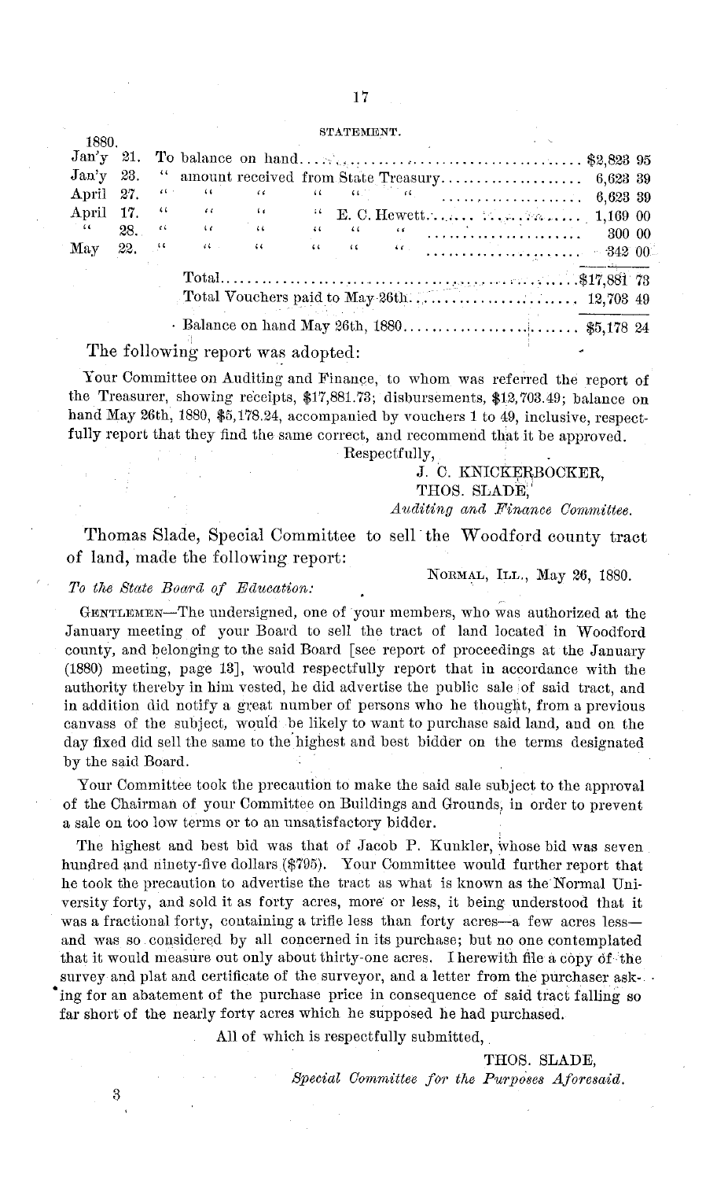STATEMENT.

| | | | |
|---|---|---|---|
| 1880. | | | |
| Jan'y | 21. | To balance on hand | $2,823 95 |
| Jan'y | 23. | " amount received from State Treasury | 6,623 39 |
| April | 27. | " " " " " " | 6,623 39 |
| April | 17. | " " " " E. C. Hewett | 1,169 00 |
| " | 28. | " " " " " " | 300 00 |
| May | 22. | " " " " " " | 342 00 |
| | | Total | $17,881 73 |
| | | Total Vouchers paid to May 26th | 12,703 49 |
| | | Balance on hand May 26th, 1880 | $5,178 24 |

The following report was adopted:

Your Committee on Auditing and Finance, to whom was referred the report of the Treasurer, showing receipts, $17,881.73; disbursements, $12,703.49; balance on hand May 26th, 1880, $5,178.24, accompanied by vouchers 1 to 49, inclusive, respectfully report that they find the same correct, and recommend that it be approved.

Respectfully,

J. C. KNICKERBOCKER,
THOS. SLADE,
*Auditing and Finance Committee.*

Thomas Slade, Special Committee to sell the Woodford county tract of land, made the following report:

NORMAL, ILL., May 26, 1880.

*To the State Board of Education:*

GENTLEMEN—The undersigned, one of your members, who was authorized at the January meeting of your Board to sell the tract of land located in Woodford county, and belonging to the said Board [see report of proceedings at the January (1880) meeting, page 13], would respectfully report that in accordance with the authority thereby in him vested, he did advertise the public sale of said tract, and in addition did notify a great number of persons who he thought, from a previous canvass of the subject, would be likely to want to purchase said land, and on the day fixed did sell the same to the highest and best bidder on the terms designated by the said Board.

Your Committee took the precaution to make the said sale subject to the approval of the Chairman of your Committee on Buildings and Grounds, in order to prevent a sale on too low terms or to an unsatisfactory bidder.

The highest and best bid was that of Jacob P. Kunkler, whose bid was seven hundred and ninety-five dollars ($795). Your Committee would further report that he took the precaution to advertise the tract as what is known as the Normal University forty, and sold it as forty acres, more or less, it being understood that it was a fractional forty, containing a trifle less than forty acres—a few acres less—and was so considered by all concerned in its purchase; but no one contemplated that it would measure out only about thirty-one acres. I herewith file a copy of the survey and plat and certificate of the surveyor, and a letter from the purchaser asking for an abatement of the purchase price in consequence of said tract falling so far short of the nearly forty acres which he supposed he had purchased.

All of which is respectfully submitted,

THOS. SLADE,
*Special Committee for the Purposes Aforesaid.*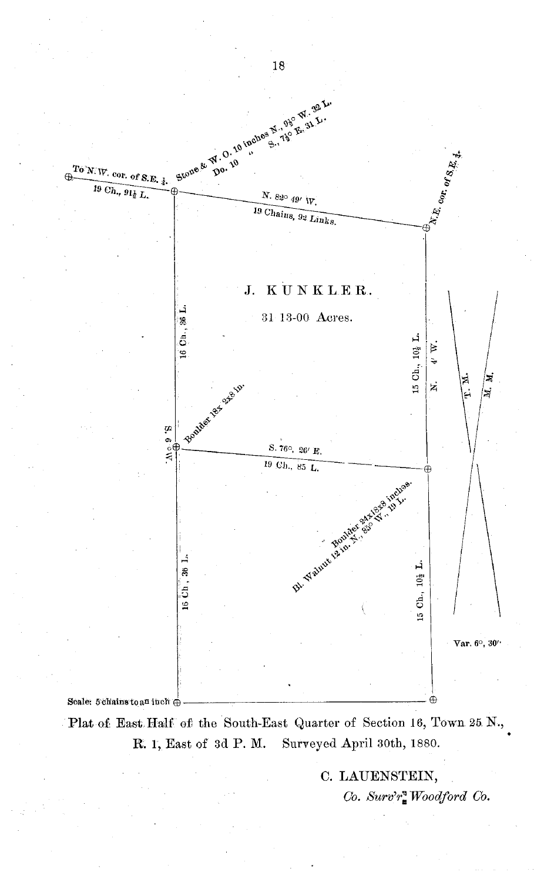To N.W. cor. of S.E. ¼.

19 Ch., 91½ L.

Stone & W. O. 10 inches N., 9½° W. 32 L.

Do. 10 " S., 7½° E. 31 L.

N. 82° 49′ W.

19 Chains, 92 Links.

N.E. cor. of S.E. ¼.

J. KUNKLER.

31 13-00 Acres.

16 Ch., 36 L.

15 Ch., 10½ L.

N. 4′ W.

T. M.

M. M.

S. 6′ W.

Boulder 18x 9x8 in.

S. 76°, 26′ E.

19 Ch., 85 L.

Boulder 24x18x8 inches.

Bl. Walnut 12 in. N., 85° W., 19 L.

16 Ch., 36 L.

15 Ch., 10½ L.

Var. 6°, 30′

Scale: 5 chains to an inch

Plat of East Half of the South-East Quarter of Section 16, Town 25 N., R. 1, East of 3d P. M. Surveyed April 30th, 1880.

C. LAUENSTEIN,

*Co. Surv'r. Woodford Co.*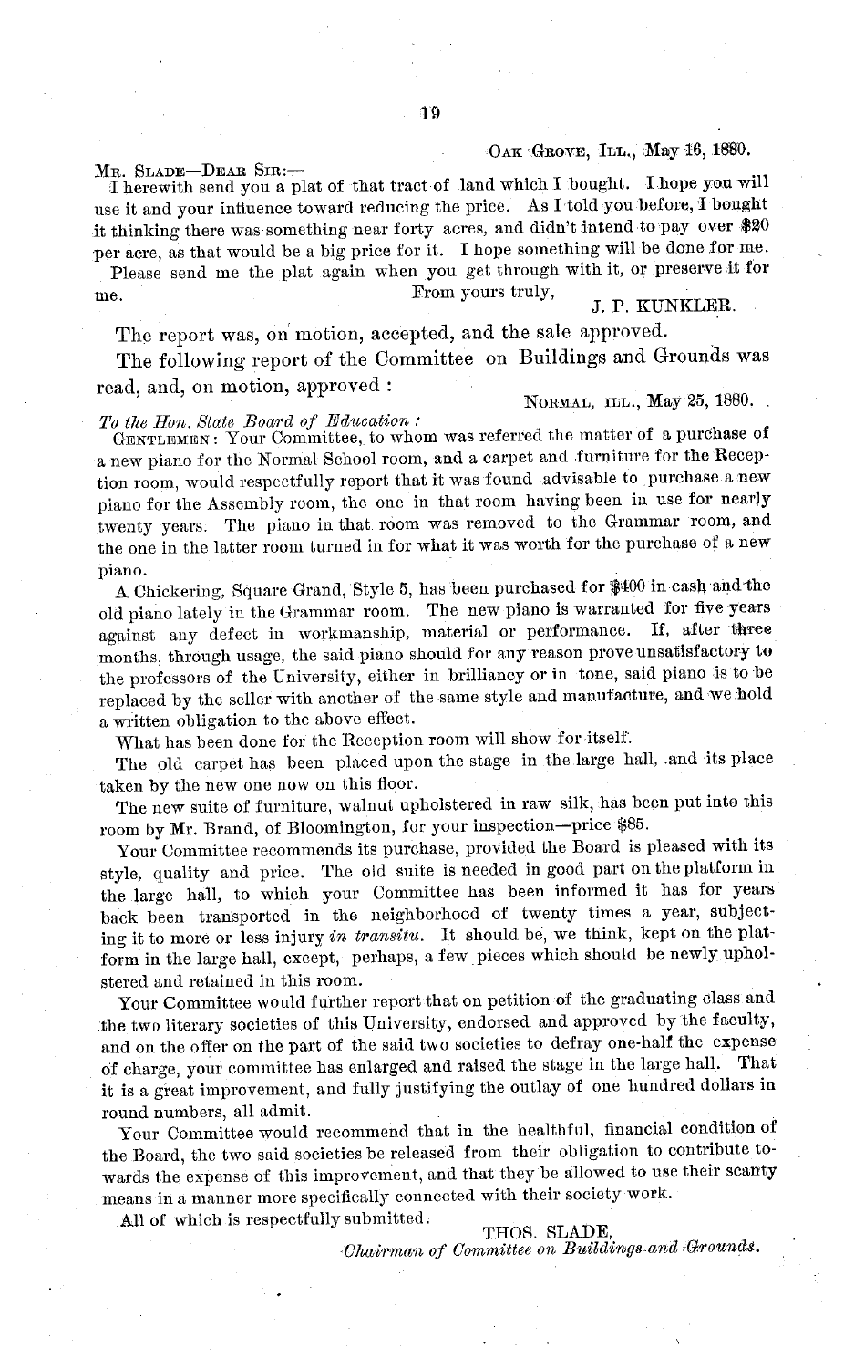OAK GROVE, ILL., May 16, 1880.

MR. SLADE—DEAR SIR:—

I herewith send you a plat of that tract of land which I bought. I hope you will use it and your influence toward reducing the price. As I told you before, I bought it thinking there was something near forty acres, and didn't intend to pay over $20 per acre, as that would be a big price for it. I hope something will be done for me.

Please send me the plat again when you get through with it, or preserve it for me.

From yours truly,

J. P. KUNKLER.

The report was, on motion, accepted, and the sale approved.

The following report of the Committee on Buildings and Grounds was read, and, on motion, approved:

NORMAL, ILL., May 25, 1880.

*To the Hon. State Board of Education:*

GENTLEMEN: Your Committee, to whom was referred the matter of a purchase of a new piano for the Normal School room, and a carpet and furniture for the Reception room, would respectfully report that it was found advisable to purchase a new piano for the Assembly room, the one in that room having been in use for nearly twenty years. The piano in that room was removed to the Grammar room, and the one in the latter room turned in for what it was worth for the purchase of a new piano.

A Chickering, Square Grand, Style 5, has been purchased for $400 in cash and the old piano lately in the Grammar room. The new piano is warranted for five years against any defect in workmanship, material or performance. If, after three months, through usage, the said piano should for any reason prove unsatisfactory to the professors of the University, either in brilliancy or in tone, said piano is to be replaced by the seller with another of the same style and manufacture, and we hold a written obligation to the above effect.

What has been done for the Reception room will show for itself.

The old carpet has been placed upon the stage in the large hall, and its place taken by the new one now on this floor.

The new suite of furniture, walnut upholstered in raw silk, has been put into this room by Mr. Brand, of Bloomington, for your inspection—price $85.

Your Committee recommends its purchase, provided the Board is pleased with its style, quality and price. The old suite is needed in good part on the platform in the large hall, to which your Committee has been informed it has for years back been transported in the neighborhood of twenty times a year, subjecting it to more or less injury *in transitu*. It should be, we think, kept on the platform in the large hall, except, perhaps, a few pieces which should be newly upholstered and retained in this room.

Your Committee would further report that on petition of the graduating class and the two literary societies of this University, endorsed and approved by the faculty, and on the offer on the part of the said two societies to defray one-half the expense of charge, your committee has enlarged and raised the stage in the large hall. That it is a great improvement, and fully justifying the outlay of one hundred dollars in round numbers, all admit.

Your Committee would recommend that in the healthful, financial condition of the Board, the two said societies be released from their obligation to contribute towards the expense of this improvement, and that they be allowed to use their scanty means in a manner more specifically connected with their society work.

All of which is respectfully submitted.

THOS. SLADE,
*Chairman of Committee on Buildings and Grounds.*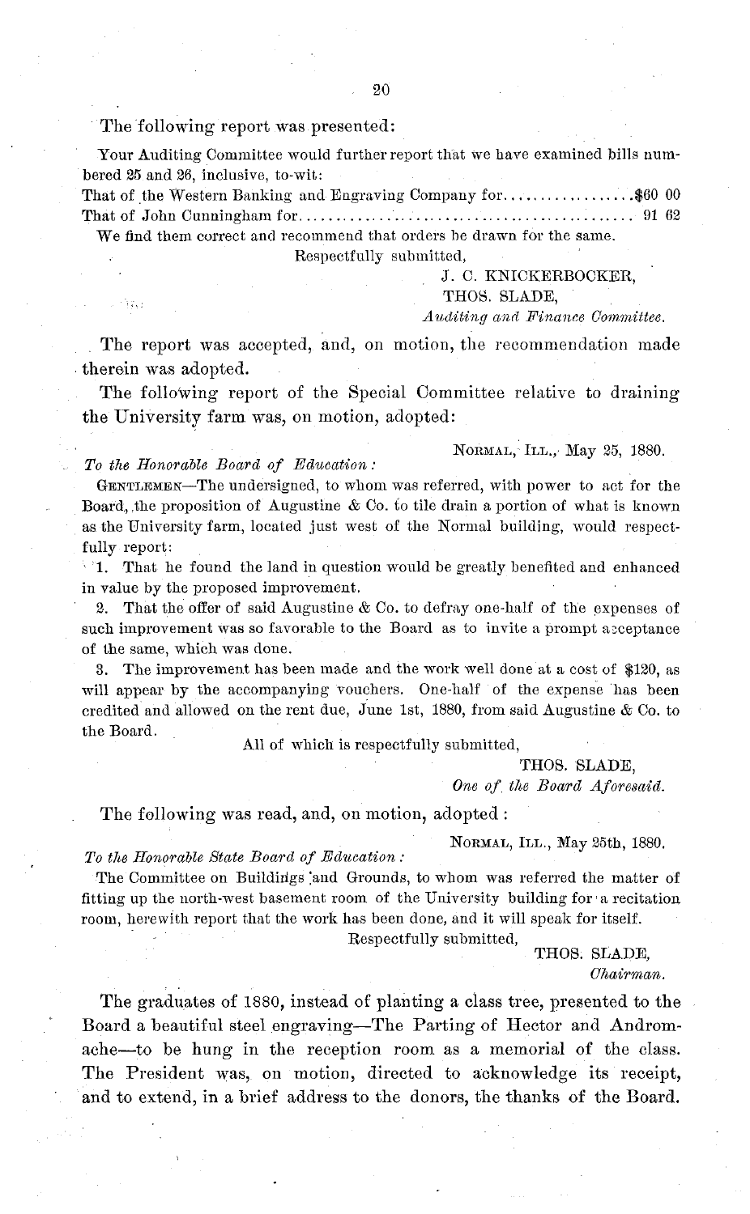The following report was presented:

Your Auditing Committee would further report that we have examined bills numbered 25 and 26, inclusive, to-wit:

That of the Western Banking and Engraving Company for.................. $60 00
That of John Cunningham for............................................... 91 62

We find them correct and recommend that orders be drawn for the same.

Respectfully submitted,

J. C. KNICKERBOCKER,
THOS. SLADE,
*Auditing and Finance Committee.*

The report was accepted, and, on motion, the recommendation made therein was adopted.

The following report of the Special Committee relative to draining the University farm was, on motion, adopted:

NORMAL, ILL., May 25, 1880.

*To the Honorable Board of Education:*

GENTLEMEN—The undersigned, to whom was referred, with power to act for the Board, the proposition of Augustine & Co. to tile drain a portion of what is known as the University farm, located just west of the Normal building, would respectfully report:

1. That he found the land in question would be greatly benefited and enhanced in value by the proposed improvement.
2. That the offer of said Augustine & Co. to defray one-half of the expenses of such improvement was so favorable to the Board as to invite a prompt acceptance of the same, which was done.
3. The improvement has been made and the work well done at a cost of $120, as will appear by the accompanying vouchers. One-half of the expense has been credited and allowed on the rent due, June 1st, 1880, from said Augustine & Co. to the Board.

All of which is respectfully submitted,

THOS. SLADE,
*One of the Board Aforesaid.*

The following was read, and, on motion, adopted:

NORMAL, ILL., May 25th, 1880.

*To the Honorable State Board of Education:*

The Committee on Buildings and Grounds, to whom was referred the matter of fitting up the north-west basement room of the University building for a recitation room, herewith report that the work has been done, and it will speak for itself.

Respectfully submitted,

THOS. SLADE,
*Chairman.*

The graduates of 1880, instead of planting a class tree, presented to the Board a beautiful steel engraving—The Parting of Hector and Andromache—to be hung in the reception room as a memorial of the class. The President was, on motion, directed to acknowledge its receipt, and to extend, in a brief address to the donors, the thanks of the Board.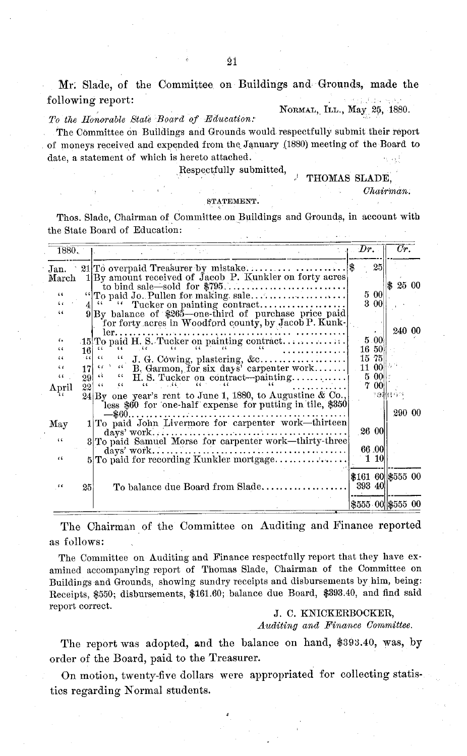Mr. Slade, of the Committee on Buildings and Grounds, made the following report:

NORMAL, ILL., May 25, 1880.

*To the Honorable State Board of Education:*

The Committee on Buildings and Grounds would respectfully submit their report of moneys received and expended from the January (1880) meeting of the Board to date, a statement of which is hereto attached.

Respectfully submitted,

THOMAS SLADE,
*Chairman.*

STATEMENT.

Thos. Slade, Chairman of Committee on Buildings and Grounds, in account with the State Board of Education:

| 1880. | | | *Dr.* | *Cr.* |
|---|---|---|---|---|
| Jan. | 21 | To overpaid Treasurer by mistake | $ 25 | |
| March | 1 | By amount received of Jacob P. Kunkler on forty acres to bind sale—sold for $795 | | $ 25 00 |
| " | " | To paid Jo. Pullen for making sale | 5 00 | |
| " | 4 | " " Tucker on painting contract | 3 00 | |
| " | 9 | By balance of $265—one-third of purchase price paid for forty acres in Woodford county, by Jacob P. Kunkler | | 240 00 |
| " | 15 | To paid H. S. Tucker on painting contract | 5 00 | |
| " | 16 | " " " " " " " | 16 50 | |
| " | " | " " J. G. Cowing, plastering, &c | 15 75 | |
| " | 17 | " " B. Garmon, for six days' carpenter work | 11 00 | |
| " | 29 | " " H. S. Tucker on contract—painting | 5 00 | |
| April | 22 | " " " " " " | 7 00 | |
| " | 24 | By one year's rent to June 1, 1880, to Augustine & Co., less $60 for one-half expense for putting in tile, $350—$60 | | 290 00 |
| May | 1 | To paid John Livermore for carpenter work—thirteen days' work | 26 00 | |
| " | 3 | To paid Samuel Morse for carpenter work—thirty-three days' work | 66 00 | |
| " | 5 | To paid for recording Kunkler mortgage | 1 10 | |
| | | | $161 60 | $555 00 |
| " | 25 | To balance due Board from Slade | 393 40 | |
| | | | $555 00 | $555 00 |

The Chairman of the Committee on Auditing and Finance reported as follows:

The Committee on Auditing and Finance respectfully report that they have examined accompanying report of Thomas Slade, Chairman of the Committee on Buildings and Grounds, showing sundry receipts and disbursements by him, being: Receipts, $550; disbursements, $161.60; balance due Board, $393.40, and find said report correct.

J. C. KNICKERBOCKER,
*Auditing and Finance Committee.*

The report was adopted, and the balance on hand, $393.40, was, by order of the Board, paid to the Treasurer.

On motion, twenty-five dollars were appropriated for collecting statistics regarding Normal students.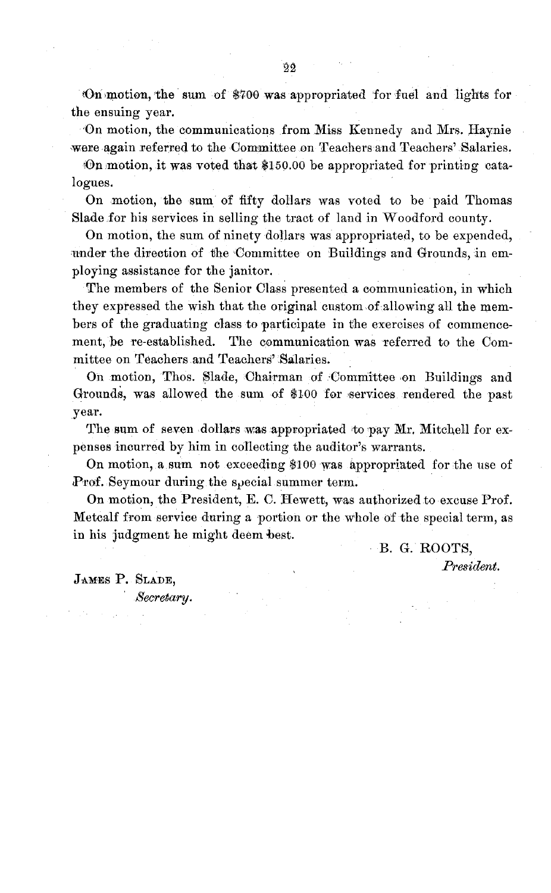On motion, the sum of $700 was appropriated for fuel and lights for the ensuing year.

On motion, the communications from Miss Kennedy and Mrs. Haynie were again referred to the Committee on Teachers and Teachers' Salaries.

On motion, it was voted that $150.00 be appropriated for printing catalogues.

On motion, the sum of fifty dollars was voted to be paid Thomas Slade for his services in selling the tract of land in Woodford county.

On motion, the sum of ninety dollars was appropriated, to be expended, under the direction of the Committee on Buildings and Grounds, in employing assistance for the janitor.

The members of the Senior Class presented a communication, in which they expressed the wish that the original custom of allowing all the members of the graduating class to participate in the exercises of commencement, be re-established. The communication was referred to the Committee on Teachers and Teachers' Salaries.

On motion, Thos. Slade, Chairman of Committee on Buildings and Grounds, was allowed the sum of $100 for services rendered the past year.

The sum of seven dollars was appropriated to pay Mr. Mitchell for expenses incurred by him in collecting the auditor's warrants.

On motion, a sum not exceeding $100 was appropriated for the use of Prof. Seymour during the special summer term.

On motion, the President, E. C. Hewett, was authorized to excuse Prof. Metcalf from service during a portion or the whole of the special term, as in his judgment he might deem best.

B. G. ROOTS,
*President.*

JAMES P. SLADE,
*Secretary.*